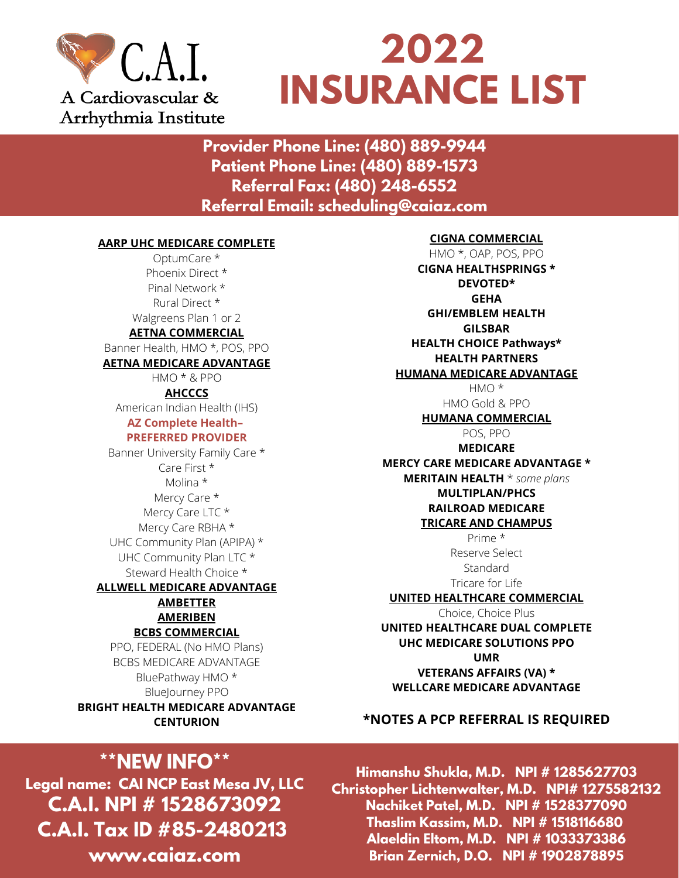C.A.I.

A Cardiovascular & Arrhythmia Institute

# 2022 INSURANCE LIST

**Provider Phone Line: (480) 889-9944**
**Patient Phone Line: (480) 889-1573**
**Referral Fax: (480) 248-6552**
**Referral Email: scheduling@caiaz.com**

**AARP UHC MEDICARE COMPLETE**

OptumCare *
Phoenix Direct *
Pinal Network *
Rural Direct *
Walgreens Plan 1 or 2

**AETNA COMMERCIAL**

Banner Health, HMO *, POS, PPO

**AETNA MEDICARE ADVANTAGE**

HMO * & PPO

**AHCCCS**

American Indian Health (IHS)

**AZ Complete Health– PREFERRED PROVIDER**

Banner University Family Care *
Care First *
Molina *
Mercy Care *
Mercy Care LTC *
Mercy Care RBHA *
UHC Community Plan (APIPA) *
UHC Community Plan LTC *
Steward Health Choice *

**ALLWELL MEDICARE ADVANTAGE**

**AMBETTER**

**AMERIBEN**

**BCBS COMMERCIAL**

PPO, FEDERAL (No HMO Plans)
BCBS MEDICARE ADVANTAGE
BluePathway HMO *
BlueJourney PPO

**BRIGHT HEALTH MEDICARE ADVANTAGE**

**CENTURION**

**CIGNA COMMERCIAL**

HMO *, OAP, POS, PPO

**CIGNA HEALTHSPRINGS ***

**DEVOTED***

**GEHA**

**GHI/EMBLEM HEALTH**

**GILSBAR**

**HEALTH CHOICE Pathways***

**HEALTH PARTNERS**

**HUMANA MEDICARE ADVANTAGE**

HMO *
HMO Gold & PPO

**HUMANA COMMERCIAL**

POS, PPO

**MEDICARE**

**MERCY CARE MEDICARE ADVANTAGE ***

**MERITAIN HEALTH** * *some plans*

**MULTIPLAN/PHCS**

**RAILROAD MEDICARE**

**TRICARE AND CHAMPUS**

Prime *
Reserve Select
Standard
Tricare for Life

**UNITED HEALTHCARE COMMERCIAL**

Choice, Choice Plus

**UNITED HEALTHCARE DUAL COMPLETE**

**UHC MEDICARE SOLUTIONS PPO**

**UMR**

**VETERANS AFFAIRS (VA) ***

**WELLCARE MEDICARE ADVANTAGE**

**\*NOTES A PCP REFERRAL IS REQUIRED**

**\*\*NEW INFO\*\***

**Legal name: CAI NCP East Mesa JV, LLC**
**C.A.I. NPI # 1528673092**
**C.A.I. Tax ID #85-2480213**
**www.caiaz.com**

**Himanshu Shukla, M.D. NPI # 1285627703**
**Christopher Lichtenwalter, M.D. NPI# 1275582132**
**Nachiket Patel, M.D. NPI # 1528377090**
**Thaslim Kassim, M.D. NPI # 1518116680**
**Alaeldin Eltom, M.D. NPI # 1033373386**
**Brian Zernich, D.O. NPI # 1902878895**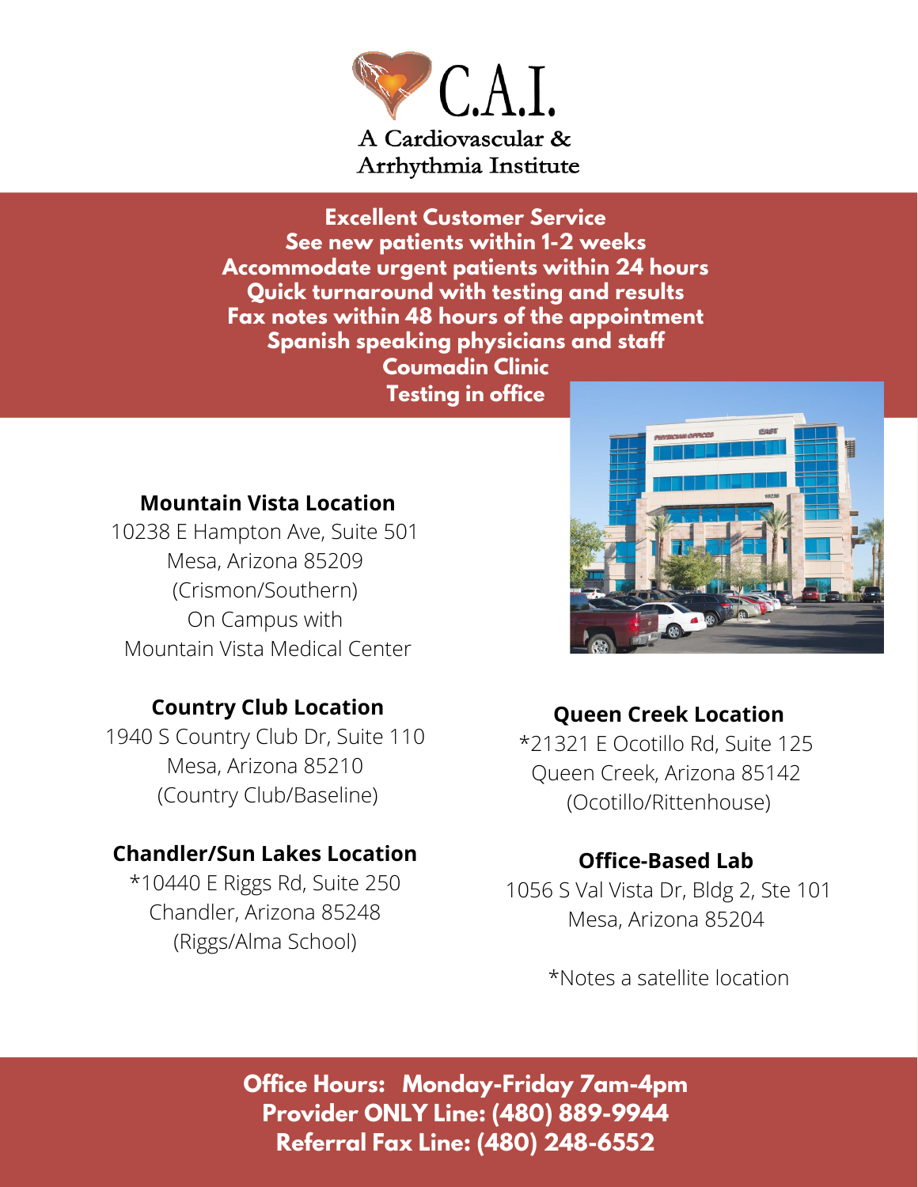# C.A.I.

A Cardiovascular & Arrhythmia Institute

**Excellent Customer Service**
**See new patients within 1-2 weeks**
**Accommodate urgent patients within 24 hours**
**Quick turnaround with testing and results**
**Fax notes within 48 hours of the appointment**
**Spanish speaking physicians and staff**
**Coumadin Clinic**
**Testing in office**

### Mountain Vista Location

10238 E Hampton Ave, Suite 501
Mesa, Arizona 85209
(Crismon/Southern)
On Campus with
Mountain Vista Medical Center

### Country Club Location

1940 S Country Club Dr, Suite 110
Mesa, Arizona 85210
(Country Club/Baseline)

### Chandler/Sun Lakes Location

*10440 E Riggs Rd, Suite 250
Chandler, Arizona 85248
(Riggs/Alma School)

### Queen Creek Location

*21321 E Ocotillo Rd, Suite 125
Queen Creek, Arizona 85142
(Ocotillo/Rittenhouse)

### Office-Based Lab

1056 S Val Vista Dr, Bldg 2, Ste 101
Mesa, Arizona 85204

*Notes a satellite location

**Office Hours: Monday-Friday 7am-4pm**
**Provider ONLY Line: (480) 889-9944**
**Referral Fax Line: (480) 248-6552**